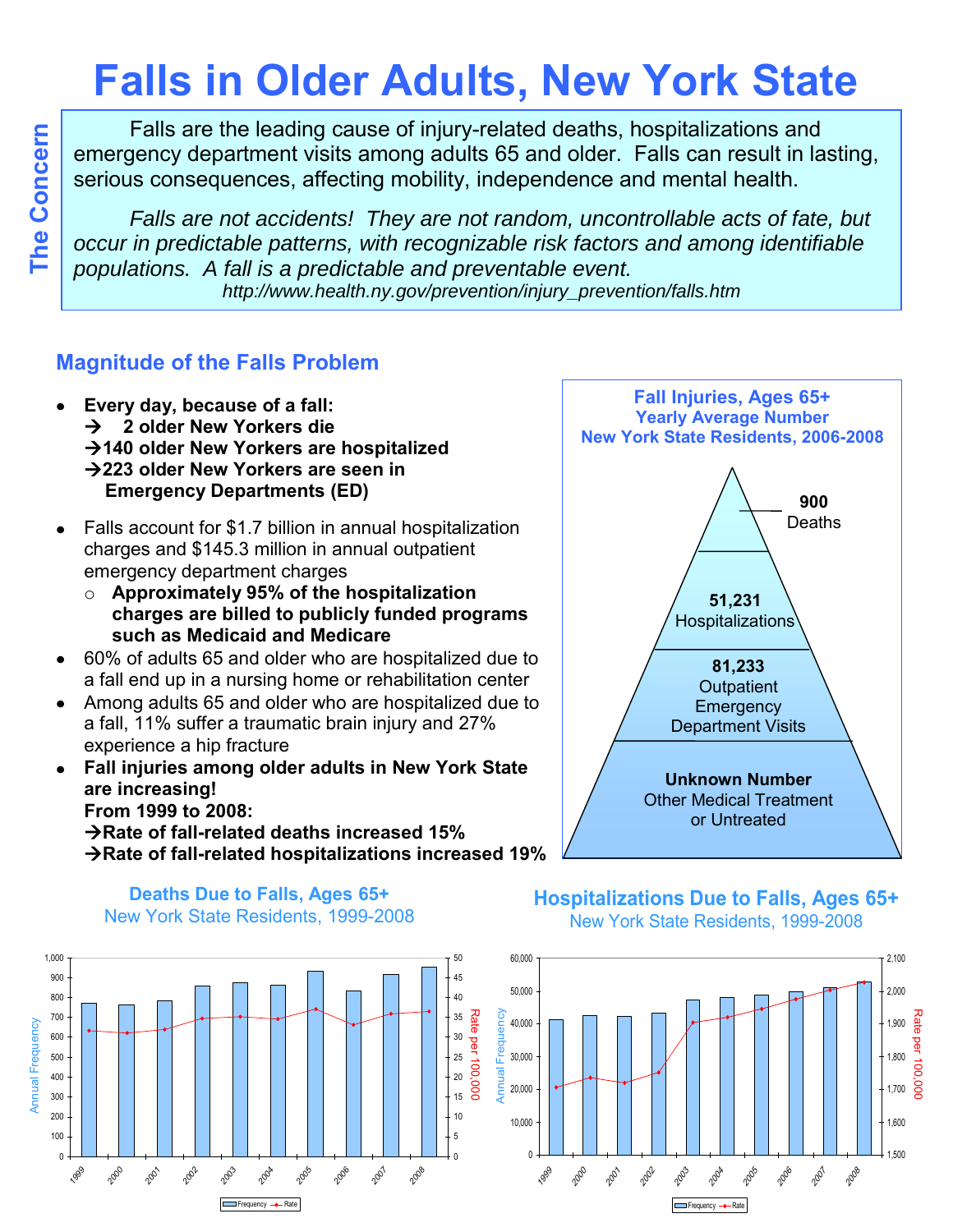# Falls in Older Adults, New York State

## The Concern

Falls are the leading cause of injury-related deaths, hospitalizations and emergency department visits among adults 65 and older. Falls can result in lasting, serious consequences, affecting mobility, independence and mental health.

*Falls are not accidents! They are not random, uncontrollable acts of fate, but occur in predictable patterns, with recognizable risk factors and among identifiable populations. A fall is a predictable and preventable event.*

*http://www.health.ny.gov/prevention/injury_prevention/falls.htm*

## Magnitude of the Falls Problem

- **Every day, because of a fall:**
  - **→ 2 older New Yorkers die**
  - **→ 140 older New Yorkers are hospitalized**
  - **→ 223 older New Yorkers are seen in Emergency Departments (ED)**
- Falls account for $1.7 billion in annual hospitalization charges and $145.3 million in annual outpatient emergency department charges
  - **Approximately 95% of the hospitalization charges are billed to publicly funded programs such as Medicaid and Medicare**
- 60% of adults 65 and older who are hospitalized due to a fall end up in a nursing home or rehabilitation center
- Among adults 65 and older who are hospitalized due to a fall, 11% suffer a traumatic brain injury and 27% experience a hip fracture
- **Fall injuries among older adults in New York State are increasing!**
  **From 1999 to 2008:**
  **→ Rate of fall-related deaths increased 15%**
  **→ Rate of fall-related hospitalizations increased 19%**

### Fall Injuries, Ages 65+
**Yearly Average Number**
**New York State Residents, 2006-2008**

- **900** Deaths
- **51,231** Hospitalizations
- **81,233** Outpatient Emergency Department Visits
- **Unknown Number** Other Medical Treatment or Untreated

### Deaths Due to Falls, Ages 65+
New York State Residents, 1999-2008

(Chart: Annual Frequency and Rate per 100,000, 1999–2008; legend: Frequency, Rate)

### Hospitalizations Due to Falls, Ages 65+
New York State Residents, 1999-2008

(Chart: Annual Frequency and Rate per 100,000, 1999–2008; legend: Frequency, Rate)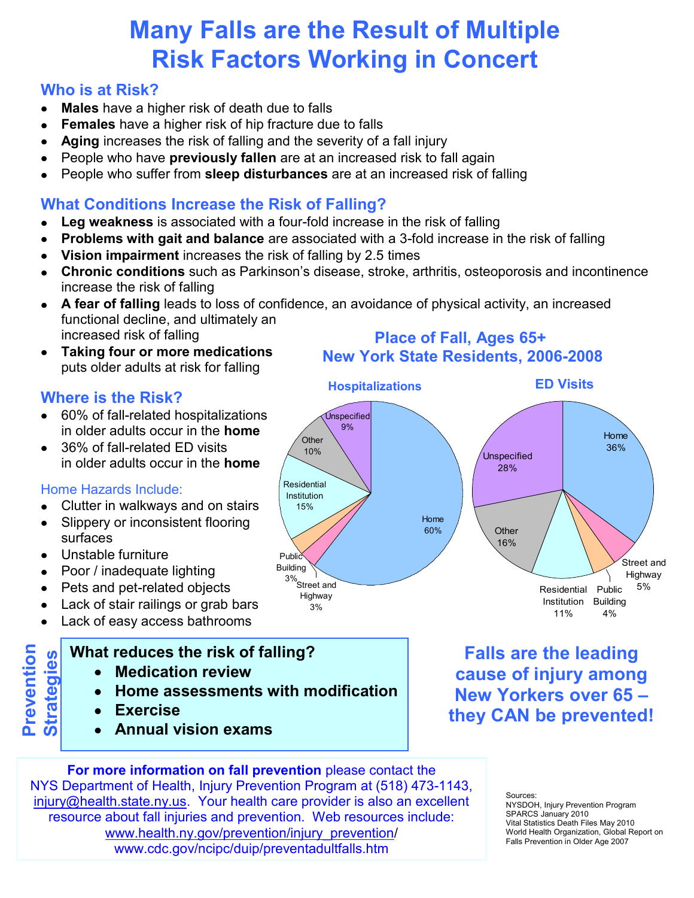# Many Falls are the Result of Multiple Risk Factors Working in Concert

## Who is at Risk?

- **Males** have a higher risk of death due to falls
- **Females** have a higher risk of hip fracture due to falls
- **Aging** increases the risk of falling and the severity of a fall injury
- People who have **previously fallen** are at an increased risk to fall again
- People who suffer from **sleep disturbances** are at an increased risk of falling

## What Conditions Increase the Risk of Falling?

- **Leg weakness** is associated with a four-fold increase in the risk of falling
- **Problems with gait and balance** are associated with a 3-fold increase in the risk of falling
- **Vision impairment** increases the risk of falling by 2.5 times
- **Chronic conditions** such as Parkinson's disease, stroke, arthritis, osteoporosis and incontinence increase the risk of falling
- **A fear of falling** leads to loss of confidence, an avoidance of physical activity, an increased functional decline, and ultimately an increased risk of falling
- **Taking four or more medications** puts older adults at risk for falling

## Where is the Risk?

- 60% of fall-related hospitalizations in older adults occur in the **home**
- 36% of fall-related ED visits in older adults occur in the **home**

### Home Hazards Include:

- Clutter in walkways and on stairs
- Slippery or inconsistent flooring surfaces
- Unstable furniture
- Poor / inadequate lighting
- Pets and pet-related objects
- Lack of stair railings or grab bars
- Lack of easy access bathrooms

### Place of Fall, Ages 65+ New York State Residents, 2006-2008

**Hospitalizations**

Home 60%
Residential Institution 15%
Other 10%
Unspecified 9%
Public Building 3%
Street and Highway 3%

**ED Visits**

Home 36%
Unspecified 28%
Other 16%
Residential Institution 11%
Street and Highway 5%
Public Building 4%

## Prevention Strategies

**What reduces the risk of falling?**

- **Medication review**
- **Home assessments with modification**
- **Exercise**
- **Annual vision exams**

**Falls are the leading cause of injury among New Yorkers over 65 – they CAN be prevented!**

**For more information on fall prevention** please contact the NYS Department of Health, Injury Prevention Program at (518) 473-1143, injury@health.state.ny.us. Your health care provider is also an excellent resource about fall injuries and prevention. Web resources include: www.health.ny.gov/prevention/injury_prevention/ www.cdc.gov/ncipc/duip/preventadultfalls.htm

Sources:
NYSDOH, Injury Prevention Program
SPARCS January 2010
Vital Statistics Death Files May 2010
World Health Organization, Global Report on Falls Prevention in Older Age 2007